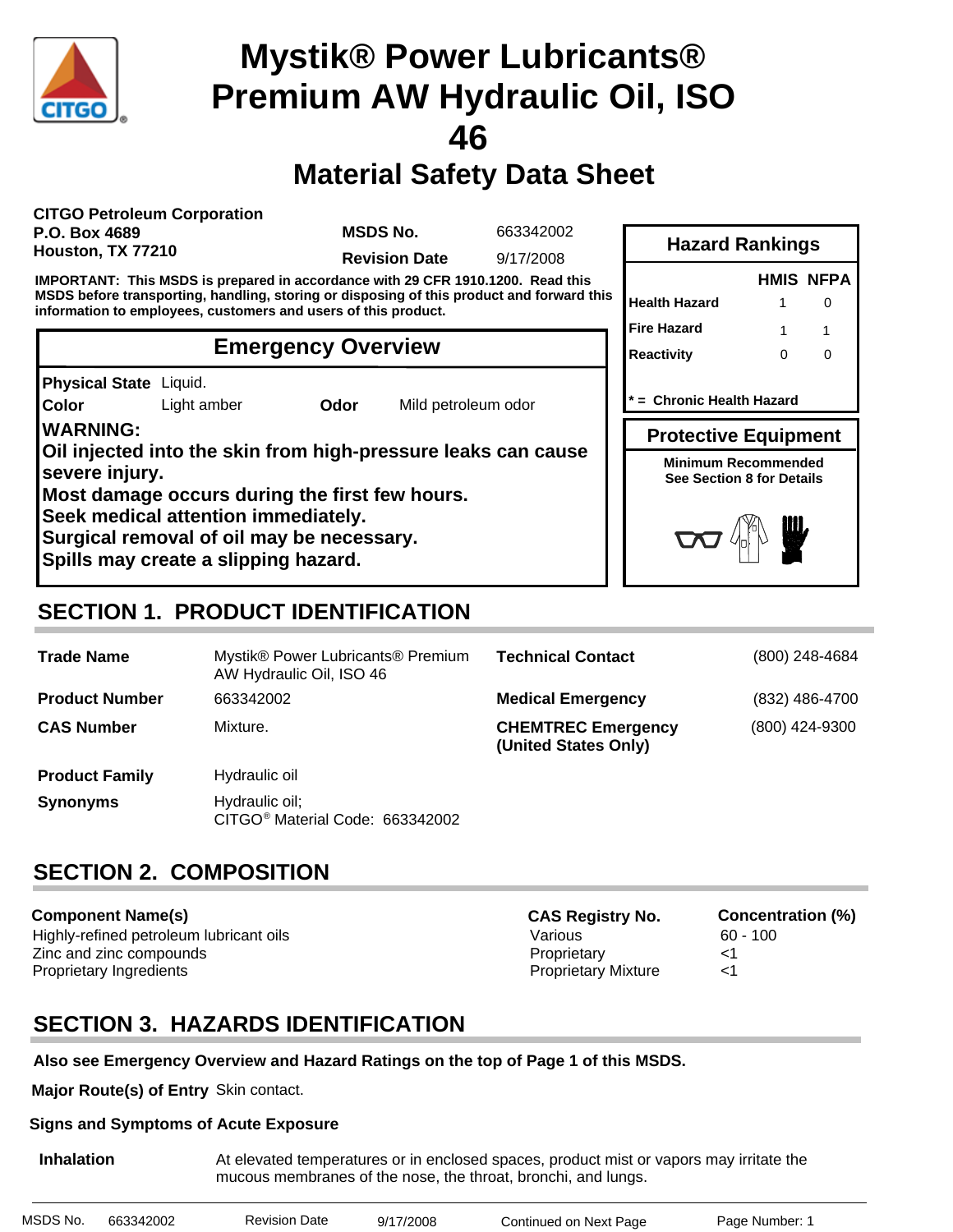# Mystik® Power Lubricants® Premium AW Hydraulic Oil, ISO 46

## Material Safety Data Sheet

**CITGO Petroleum Corporation**
**P.O. Box 4689**
**Houston, TX 77210**

| | |
|---|---|
| **MSDS No.** | 663342002 |
| **Revision Date** | 9/17/2008 |

**IMPORTANT: This MSDS is prepared in accordance with 29 CFR 1910.1200. Read this MSDS before transporting, handling, storing or disposing of this product and forward this information to employees, customers and users of this product.**

### Hazard Rankings

| | HMIS | NFPA |
|---|---|---|
| Health Hazard | 1 | 0 |
| Fire Hazard | 1 | 1 |
| Reactivity | 0 | 0 |

* = Chronic Health Hazard

### Protective Equipment

Minimum Recommended
See Section 8 for Details

### Emergency Overview

**Physical State** Liquid.

**Color** Light amber **Odor** Mild petroleum odor

**WARNING:**
**Oil injected into the skin from high-pressure leaks can cause severe injury.**
**Most damage occurs during the first few hours.**
**Seek medical attention immediately.**
**Surgical removal of oil may be necessary.**
**Spills may create a slipping hazard.**

## SECTION 1. PRODUCT IDENTIFICATION

| | | | |
|---|---|---|---|
| **Trade Name** | Mystik® Power Lubricants® Premium AW Hydraulic Oil, ISO 46 | **Technical Contact** | (800) 248-4684 |
| **Product Number** | 663342002 | **Medical Emergency** | (832) 486-4700 |
| **CAS Number** | Mixture. | **CHEMTREC Emergency (United States Only)** | (800) 424-9300 |
| **Product Family** | Hydraulic oil | | |
| **Synonyms** | Hydraulic oil; CITGO® Material Code: 663342002 | | |

## SECTION 2. COMPOSITION

| Component Name(s) | CAS Registry No. | Concentration (%) |
|---|---|---|
| Highly-refined petroleum lubricant oils | Various | 60 - 100 |
| Zinc and zinc compounds | Proprietary | <1 |
| Proprietary Ingredients | Proprietary Mixture | <1 |

## SECTION 3. HAZARDS IDENTIFICATION

**Also see Emergency Overview and Hazard Ratings on the top of Page 1 of this MSDS.**

**Major Route(s) of Entry** Skin contact.

**Signs and Symptoms of Acute Exposure**

**Inhalation** At elevated temperatures or in enclosed spaces, product mist or vapors may irritate the mucous membranes of the nose, the throat, bronchi, and lungs.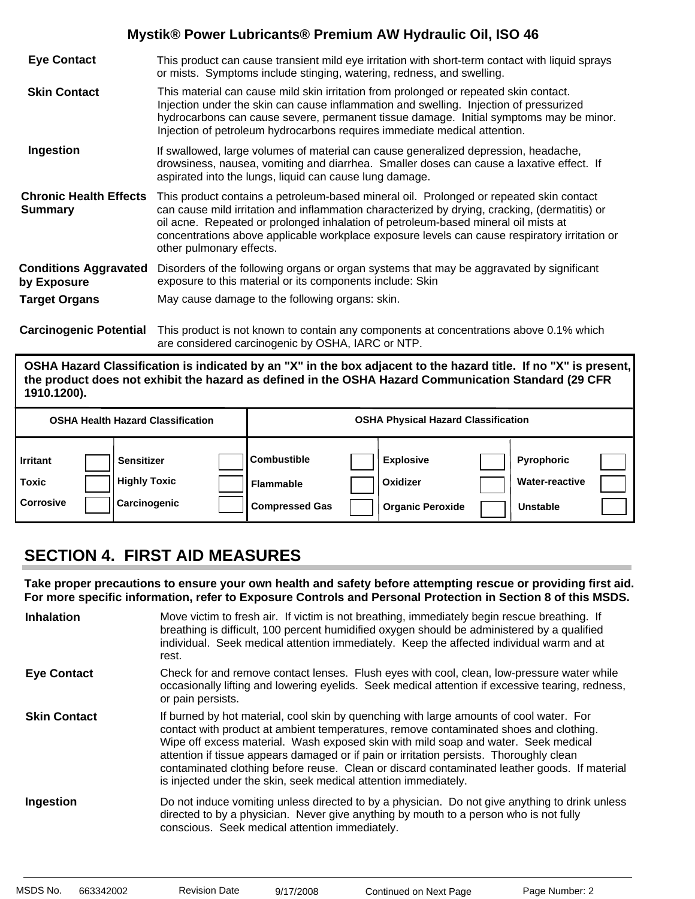**Eye Contact**
This product can cause transient mild eye irritation with short-term contact with liquid sprays or mists. Symptoms include stinging, watering, redness, and swelling.

**Skin Contact**
This material can cause mild skin irritation from prolonged or repeated skin contact. Injection under the skin can cause inflammation and swelling. Injection of pressurized hydrocarbons can cause severe, permanent tissue damage. Initial symptoms may be minor. Injection of petroleum hydrocarbons requires immediate medical attention.

**Ingestion**
If swallowed, large volumes of material can cause generalized depression, headache, drowsiness, nausea, vomiting and diarrhea. Smaller doses can cause a laxative effect. If aspirated into the lungs, liquid can cause lung damage.

**Chronic Health Effects Summary**
This product contains a petroleum-based mineral oil. Prolonged or repeated skin contact can cause mild irritation and inflammation characterized by drying, cracking, (dermatitis) or oil acne. Repeated or prolonged inhalation of petroleum-based mineral oil mists at concentrations above applicable workplace exposure levels can cause respiratory irritation or other pulmonary effects.

**Conditions Aggravated by Exposure**
Disorders of the following organs or organ systems that may be aggravated by significant exposure to this material or its components include: Skin

**Target Organs**
May cause damage to the following organs: skin.

**Carcinogenic Potential**
This product is not known to contain any components at concentrations above 0.1% which are considered carcinogenic by OSHA, IARC or NTP.

**OSHA Hazard Classification is indicated by an "X" in the box adjacent to the hazard title. If no "X" is present, the product does not exhibit the hazard as defined in the OSHA Hazard Communication Standard (29 CFR 1910.1200).**

| OSHA Health Hazard Classification | | | | OSHA Physical Hazard Classification | | | | | |
|---|---|---|---|---|---|---|---|---|---|
| Irritant | | Sensitizer | | Combustible | | Explosive | | Pyrophoric | |
| Toxic | | Highly Toxic | | Flammable | | Oxidizer | | Water-reactive | |
| Corrosive | | Carcinogenic | | Compressed Gas | | Organic Peroxide | | Unstable | |

## SECTION 4. FIRST AID MEASURES

**Take proper precautions to ensure your own health and safety before attempting rescue or providing first aid. For more specific information, refer to Exposure Controls and Personal Protection in Section 8 of this MSDS.**

**Inhalation**
Move victim to fresh air. If victim is not breathing, immediately begin rescue breathing. If breathing is difficult, 100 percent humidified oxygen should be administered by a qualified individual. Seek medical attention immediately. Keep the affected individual warm and at rest.

**Eye Contact**
Check for and remove contact lenses. Flush eyes with cool, clean, low-pressure water while occasionally lifting and lowering eyelids. Seek medical attention if excessive tearing, redness, or pain persists.

**Skin Contact**
If burned by hot material, cool skin by quenching with large amounts of cool water. For contact with product at ambient temperatures, remove contaminated shoes and clothing. Wipe off excess material. Wash exposed skin with mild soap and water. Seek medical attention if tissue appears damaged or if pain or irritation persists. Thoroughly clean contaminated clothing before reuse. Clean or discard contaminated leather goods. If material is injected under the skin, seek medical attention immediately.

**Ingestion**
Do not induce vomiting unless directed to by a physician. Do not give anything to drink unless directed to by a physician. Never give anything by mouth to a person who is not fully conscious. Seek medical attention immediately.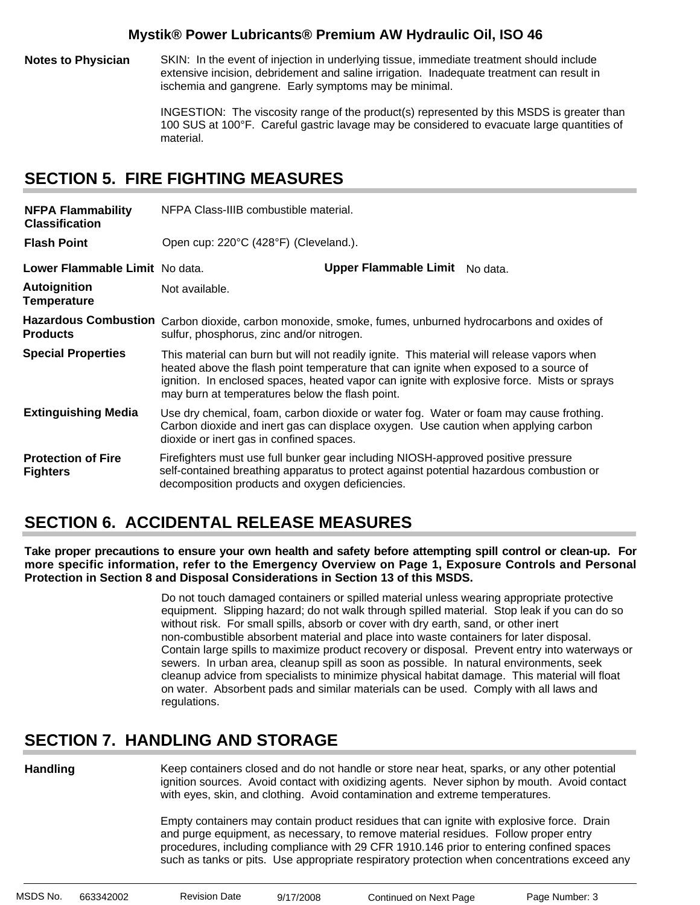**Notes to Physician**

SKIN: In the event of injection in underlying tissue, immediate treatment should include extensive incision, debridement and saline irrigation. Inadequate treatment can result in ischemia and gangrene. Early symptoms may be minimal.

INGESTION: The viscosity range of the product(s) represented by this MSDS is greater than 100 SUS at 100°F. Careful gastric lavage may be considered to evacuate large quantities of material.

## SECTION 5. FIRE FIGHTING MEASURES

**NFPA Flammability Classification**
NFPA Class-IIIB combustible material.

**Flash Point**
Open cup: 220°C (428°F) (Cleveland.).

**Lower Flammable Limit** No data. **Upper Flammable Limit** No data.

**Autoignition Temperature**
Not available.

**Hazardous Combustion Products**
Carbon dioxide, carbon monoxide, smoke, fumes, unburned hydrocarbons and oxides of sulfur, phosphorus, zinc and/or nitrogen.

**Special Properties**
This material can burn but will not readily ignite. This material will release vapors when heated above the flash point temperature that can ignite when exposed to a source of ignition. In enclosed spaces, heated vapor can ignite with explosive force. Mists or sprays may burn at temperatures below the flash point.

**Extinguishing Media**
Use dry chemical, foam, carbon dioxide or water fog. Water or foam may cause frothing. Carbon dioxide and inert gas can displace oxygen. Use caution when applying carbon dioxide or inert gas in confined spaces.

**Protection of Fire Fighters**
Firefighters must use full bunker gear including NIOSH-approved positive pressure self-contained breathing apparatus to protect against potential hazardous combustion or decomposition products and oxygen deficiencies.

## SECTION 6. ACCIDENTAL RELEASE MEASURES

**Take proper precautions to ensure your own health and safety before attempting spill control or clean-up. For more specific information, refer to the Emergency Overview on Page 1, Exposure Controls and Personal Protection in Section 8 and Disposal Considerations in Section 13 of this MSDS.**

Do not touch damaged containers or spilled material unless wearing appropriate protective equipment. Slipping hazard; do not walk through spilled material. Stop leak if you can do so without risk. For small spills, absorb or cover with dry earth, sand, or other inert non-combustible absorbent material and place into waste containers for later disposal. Contain large spills to maximize product recovery or disposal. Prevent entry into waterways or sewers. In urban area, cleanup spill as soon as possible. In natural environments, seek cleanup advice from specialists to minimize physical habitat damage. This material will float on water. Absorbent pads and similar materials can be used. Comply with all laws and regulations.

## SECTION 7. HANDLING AND STORAGE

**Handling**

Keep containers closed and do not handle or store near heat, sparks, or any other potential ignition sources. Avoid contact with oxidizing agents. Never siphon by mouth. Avoid contact with eyes, skin, and clothing. Avoid contamination and extreme temperatures.

Empty containers may contain product residues that can ignite with explosive force. Drain and purge equipment, as necessary, to remove material residues. Follow proper entry procedures, including compliance with 29 CFR 1910.146 prior to entering confined spaces such as tanks or pits. Use appropriate respiratory protection when concentrations exceed any

MSDS No. 663342002 Revision Date 9/17/2008 Continued on Next Page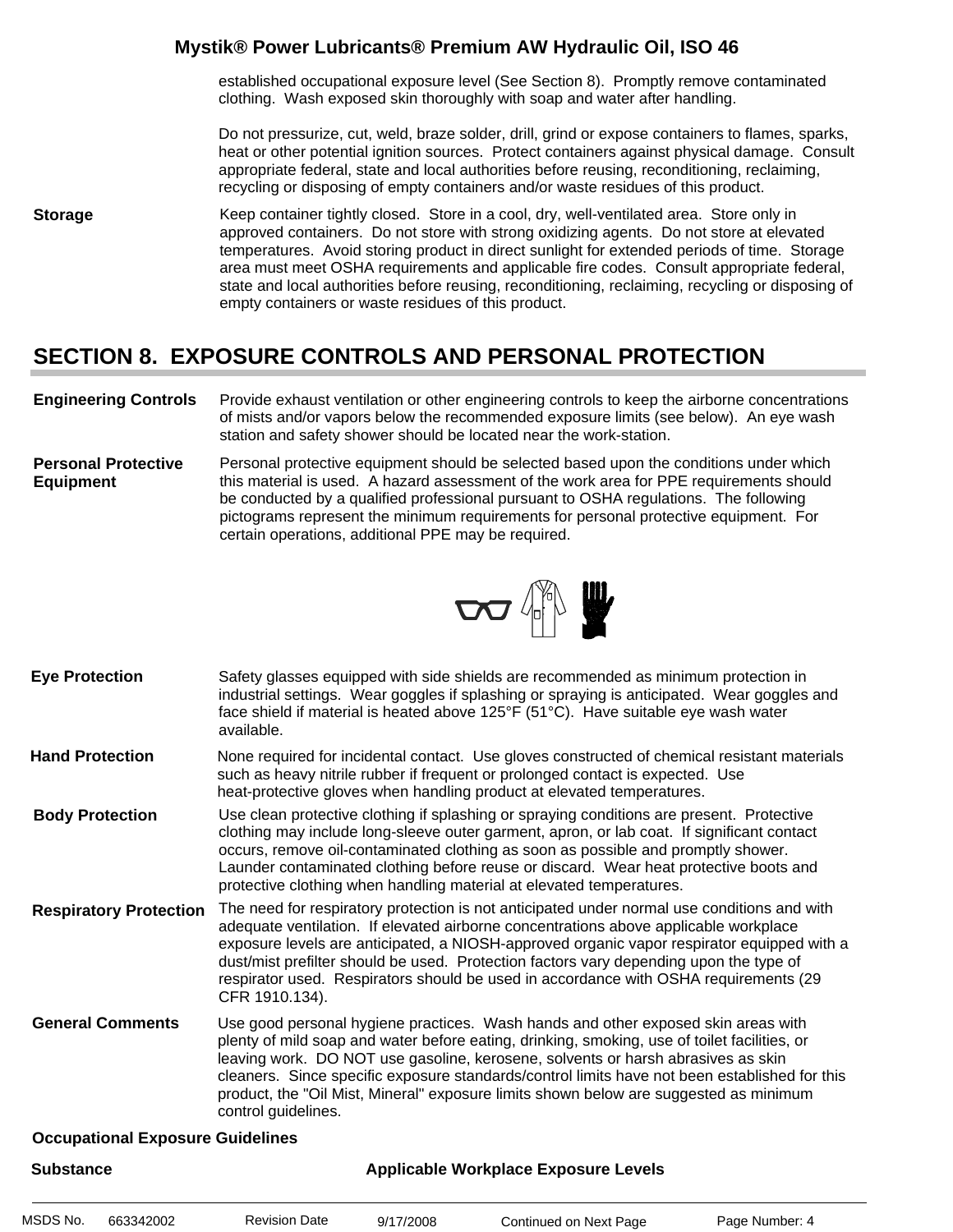established occupational exposure level (See Section 8). Promptly remove contaminated clothing. Wash exposed skin thoroughly with soap and water after handling.

Do not pressurize, cut, weld, braze solder, drill, grind or expose containers to flames, sparks, heat or other potential ignition sources. Protect containers against physical damage. Consult appropriate federal, state and local authorities before reusing, reconditioning, reclaiming, recycling or disposing of empty containers and/or waste residues of this product.

**Storage**

Keep container tightly closed. Store in a cool, dry, well-ventilated area. Store only in approved containers. Do not store with strong oxidizing agents. Do not store at elevated temperatures. Avoid storing product in direct sunlight for extended periods of time. Storage area must meet OSHA requirements and applicable fire codes. Consult appropriate federal, state and local authorities before reusing, reconditioning, reclaiming, recycling or disposing of empty containers or waste residues of this product.

## SECTION 8. EXPOSURE CONTROLS AND PERSONAL PROTECTION

**Engineering Controls**

Provide exhaust ventilation or other engineering controls to keep the airborne concentrations of mists and/or vapors below the recommended exposure limits (see below). An eye wash station and safety shower should be located near the work-station.

**Personal Protective Equipment**

Personal protective equipment should be selected based upon the conditions under which this material is used. A hazard assessment of the work area for PPE requirements should be conducted by a qualified professional pursuant to OSHA regulations. The following pictograms represent the minimum requirements for personal protective equipment. For certain operations, additional PPE may be required.

**Eye Protection**

Safety glasses equipped with side shields are recommended as minimum protection in industrial settings. Wear goggles if splashing or spraying is anticipated. Wear goggles and face shield if material is heated above 125°F (51°C). Have suitable eye wash water available.

**Hand Protection**

None required for incidental contact. Use gloves constructed of chemical resistant materials such as heavy nitrile rubber if frequent or prolonged contact is expected. Use heat-protective gloves when handling product at elevated temperatures.

**Body Protection**

Use clean protective clothing if splashing or spraying conditions are present. Protective clothing may include long-sleeve outer garment, apron, or lab coat. If significant contact occurs, remove oil-contaminated clothing as soon as possible and promptly shower. Launder contaminated clothing before reuse or discard. Wear heat protective boots and protective clothing when handling material at elevated temperatures.

**Respiratory Protection**

The need for respiratory protection is not anticipated under normal use conditions and with adequate ventilation. If elevated airborne concentrations above applicable workplace exposure levels are anticipated, a NIOSH-approved organic vapor respirator equipped with a dust/mist prefilter should be used. Protection factors vary depending upon the type of respirator used. Respirators should be used in accordance with OSHA requirements (29 CFR 1910.134).

**General Comments**

Use good personal hygiene practices. Wash hands and other exposed skin areas with plenty of mild soap and water before eating, drinking, smoking, use of toilet facilities, or leaving work. DO NOT use gasoline, kerosene, solvents or harsh abrasives as skin cleaners. Since specific exposure standards/control limits have not been established for this product, the "Oil Mist, Mineral" exposure limits shown below are suggested as minimum control guidelines.

**Occupational Exposure Guidelines**

| Substance | Applicable Workplace Exposure Levels |
|---|---|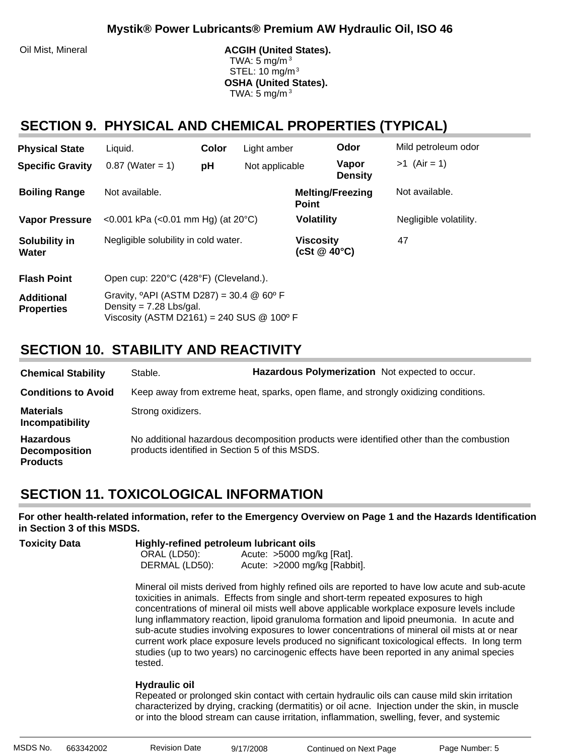| Oil Mist, Mineral | **ACGIH (United States).** TWA: 5 mg/m$^3$ STEL: 10 mg/m$^3$ **OSHA (United States).** TWA: 5 mg/m$^3$ |
|---|---|

## SECTION 9. PHYSICAL AND CHEMICAL PROPERTIES (TYPICAL)

| | | | | | |
|---|---|---|---|---|---|
| **Physical State** | Liquid. | **Color** | Light amber | **Odor** | Mild petroleum odor |
| **Specific Gravity** | 0.87 (Water = 1) | **pH** | Not applicable | **Vapor Density** | >1 (Air = 1) |
| **Boiling Range** | Not available. | | | **Melting/Freezing Point** | Not available. |
| **Vapor Pressure** | <0.001 kPa (<0.01 mm Hg) (at 20°C) | | | **Volatility** | Negligible volatility. |
| **Solubility in Water** | Negligible solubility in cold water. | | | **Viscosity (cSt @ 40°C)** | 47 |
| **Flash Point** | Open cup: 220°C (428°F) (Cleveland.). | | | | |
| **Additional Properties** | Gravity, ºAPI (ASTM D287) = 30.4 @ 60º F<br>Density = 7.28 Lbs/gal.<br>Viscosity (ASTM D2161) = 240 SUS @ 100º F | | | | |

## SECTION 10. STABILITY AND REACTIVITY

| | |
|---|---|
| **Chemical Stability** | Stable. **Hazardous Polymerization** Not expected to occur. |
| **Conditions to Avoid** | Keep away from extreme heat, sparks, open flame, and strongly oxidizing conditions. |
| **Materials Incompatibility** | Strong oxidizers. |
| **Hazardous Decomposition Products** | No additional hazardous decomposition products were identified other than the combustion products identified in Section 5 of this MSDS. |

## SECTION 11. TOXICOLOGICAL INFORMATION

**For other health-related information, refer to the Emergency Overview on Page 1 and the Hazards Identification in Section 3 of this MSDS.**

**Toxicity Data**

**Highly-refined petroleum lubricant oils**

| | |
|---|---|
| ORAL (LD50): | Acute: >5000 mg/kg [Rat]. |
| DERMAL (LD50): | Acute: >2000 mg/kg [Rabbit]. |

Mineral oil mists derived from highly refined oils are reported to have low acute and sub-acute toxicities in animals. Effects from single and short-term repeated exposures to high concentrations of mineral oil mists well above applicable workplace exposure levels include lung inflammatory reaction, lipoid granuloma formation and lipoid pneumonia. In acute and sub-acute studies involving exposures to lower concentrations of mineral oil mists at or near current work place exposure levels produced no significant toxicological effects. In long term studies (up to two years) no carcinogenic effects have been reported in any animal species tested.

**Hydraulic oil**

Repeated or prolonged skin contact with certain hydraulic oils can cause mild skin irritation characterized by drying, cracking (dermatitis) or oil acne. Injection under the skin, in muscle or into the blood stream can cause irritation, inflammation, swelling, fever, and systemic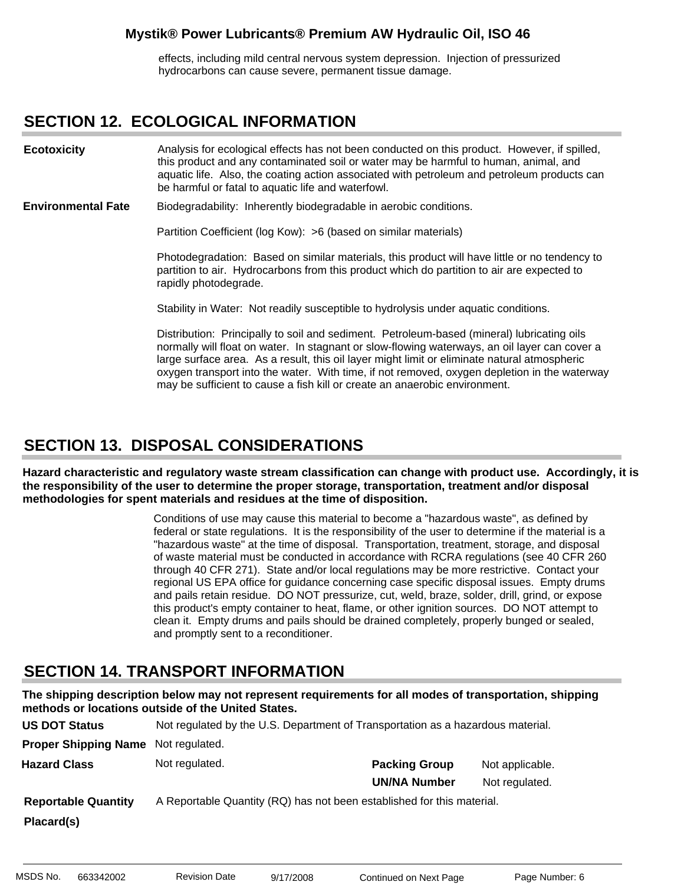effects, including mild central nervous system depression. Injection of pressurized hydrocarbons can cause severe, permanent tissue damage.

## SECTION 12. ECOLOGICAL INFORMATION

**Ecotoxicity**

Analysis for ecological effects has not been conducted on this product. However, if spilled, this product and any contaminated soil or water may be harmful to human, animal, and aquatic life. Also, the coating action associated with petroleum and petroleum products can be harmful or fatal to aquatic life and waterfowl.

**Environmental Fate**

Biodegradability: Inherently biodegradable in aerobic conditions.

Partition Coefficient (log Kow): >6 (based on similar materials)

Photodegradation: Based on similar materials, this product will have little or no tendency to partition to air. Hydrocarbons from this product which do partition to air are expected to rapidly photodegrade.

Stability in Water: Not readily susceptible to hydrolysis under aquatic conditions.

Distribution: Principally to soil and sediment. Petroleum-based (mineral) lubricating oils normally will float on water. In stagnant or slow-flowing waterways, an oil layer can cover a large surface area. As a result, this oil layer might limit or eliminate natural atmospheric oxygen transport into the water. With time, if not removed, oxygen depletion in the waterway may be sufficient to cause a fish kill or create an anaerobic environment.

## SECTION 13. DISPOSAL CONSIDERATIONS

**Hazard characteristic and regulatory waste stream classification can change with product use. Accordingly, it is the responsibility of the user to determine the proper storage, transportation, treatment and/or disposal methodologies for spent materials and residues at the time of disposition.**

Conditions of use may cause this material to become a "hazardous waste", as defined by federal or state regulations. It is the responsibility of the user to determine if the material is a "hazardous waste" at the time of disposal. Transportation, treatment, storage, and disposal of waste material must be conducted in accordance with RCRA regulations (see 40 CFR 260 through 40 CFR 271). State and/or local regulations may be more restrictive. Contact your regional US EPA office for guidance concerning case specific disposal issues. Empty drums and pails retain residue. DO NOT pressurize, cut, weld, braze, solder, drill, grind, or expose this product's empty container to heat, flame, or other ignition sources. DO NOT attempt to clean it. Empty drums and pails should be drained completely, properly bunged or sealed, and promptly sent to a reconditioner.

## SECTION 14. TRANSPORT INFORMATION

**The shipping description below may not represent requirements for all modes of transportation, shipping methods or locations outside of the United States.**

**US DOT Status** Not regulated by the U.S. Department of Transportation as a hazardous material.

**Proper Shipping Name** Not regulated.

**Hazard Class** Not regulated.

**Packing Group** Not applicable.

**UN/NA Number** Not regulated.

**Reportable Quantity** A Reportable Quantity (RQ) has not been established for this material.

**Placard(s)**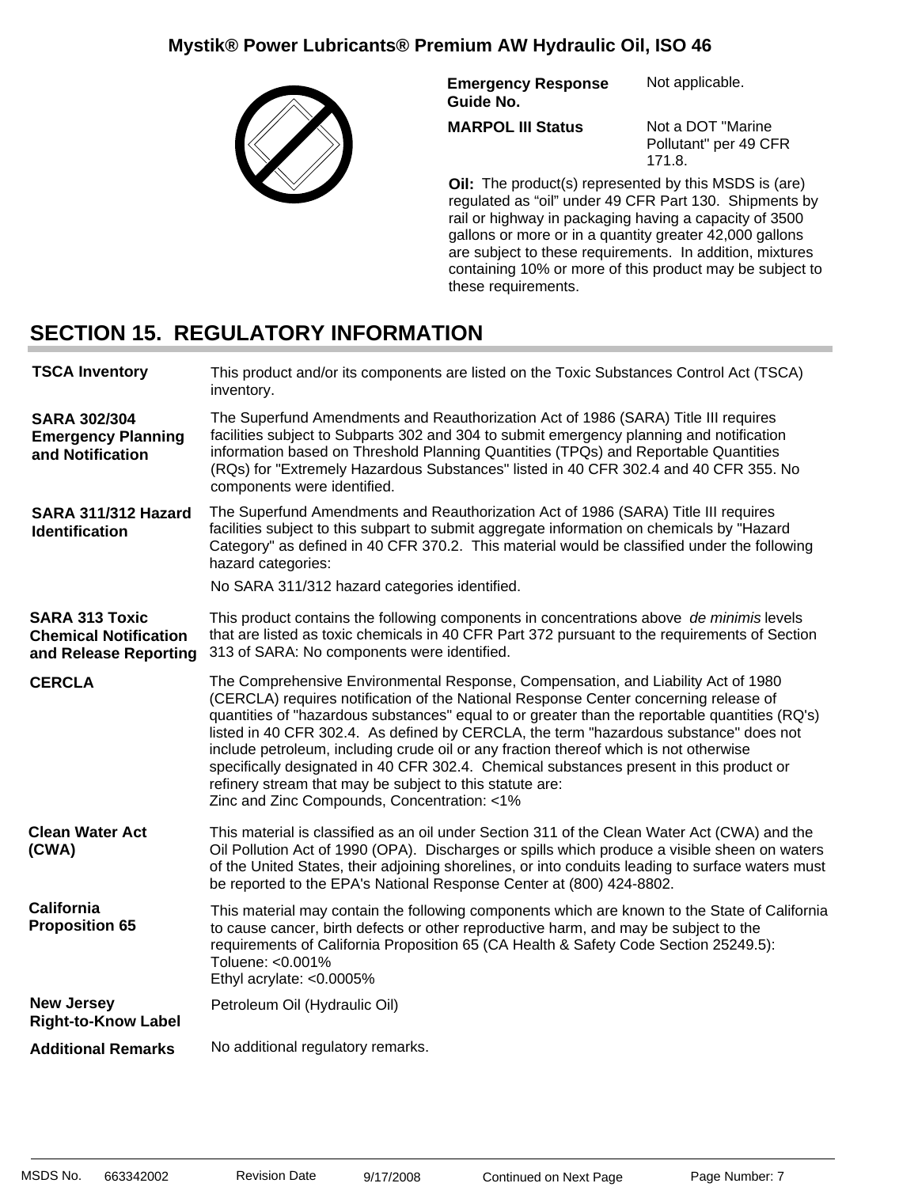| | |
|---|---|
| **Emergency Response Guide No.** | Not applicable. |
| **MARPOL III Status** | Not a DOT "Marine Pollutant" per 49 CFR 171.8. |

**Oil:** The product(s) represented by this MSDS is (are) regulated as "oil" under 49 CFR Part 130. Shipments by rail or highway in packaging having a capacity of 3500 gallons or more or in a quantity greater 42,000 gallons are subject to these requirements. In addition, mixtures containing 10% or more of this product may be subject to these requirements.

## SECTION 15. REGULATORY INFORMATION

**TSCA Inventory**

This product and/or its components are listed on the Toxic Substances Control Act (TSCA) inventory.

**SARA 302/304 Emergency Planning and Notification**

The Superfund Amendments and Reauthorization Act of 1986 (SARA) Title III requires facilities subject to Subparts 302 and 304 to submit emergency planning and notification information based on Threshold Planning Quantities (TPQs) and Reportable Quantities (RQs) for "Extremely Hazardous Substances" listed in 40 CFR 302.4 and 40 CFR 355. No components were identified.

**SARA 311/312 Hazard Identification**

The Superfund Amendments and Reauthorization Act of 1986 (SARA) Title III requires facilities subject to this subpart to submit aggregate information on chemicals by "Hazard Category" as defined in 40 CFR 370.2. This material would be classified under the following hazard categories:

No SARA 311/312 hazard categories identified.

**SARA 313 Toxic Chemical Notification and Release Reporting**

This product contains the following components in concentrations above *de minimis* levels that are listed as toxic chemicals in 40 CFR Part 372 pursuant to the requirements of Section 313 of SARA: No components were identified.

**CERCLA**

The Comprehensive Environmental Response, Compensation, and Liability Act of 1980 (CERCLA) requires notification of the National Response Center concerning release of quantities of "hazardous substances" equal to or greater than the reportable quantities (RQ's) listed in 40 CFR 302.4. As defined by CERCLA, the term "hazardous substance" does not include petroleum, including crude oil or any fraction thereof which is not otherwise specifically designated in 40 CFR 302.4. Chemical substances present in this product or refinery stream that may be subject to this statute are:
Zinc and Zinc Compounds, Concentration: <1%

**Clean Water Act (CWA)**

This material is classified as an oil under Section 311 of the Clean Water Act (CWA) and the Oil Pollution Act of 1990 (OPA). Discharges or spills which produce a visible sheen on waters of the United States, their adjoining shorelines, or into conduits leading to surface waters must be reported to the EPA's National Response Center at (800) 424-8802.

**California Proposition 65**

This material may contain the following components which are known to the State of California to cause cancer, birth defects or other reproductive harm, and may be subject to the requirements of California Proposition 65 (CA Health & Safety Code Section 25249.5):
Toluene: <0.001%
Ethyl acrylate: <0.0005%

**New Jersey Right-to-Know Label**

Petroleum Oil (Hydraulic Oil)

**Additional Remarks**

No additional regulatory remarks.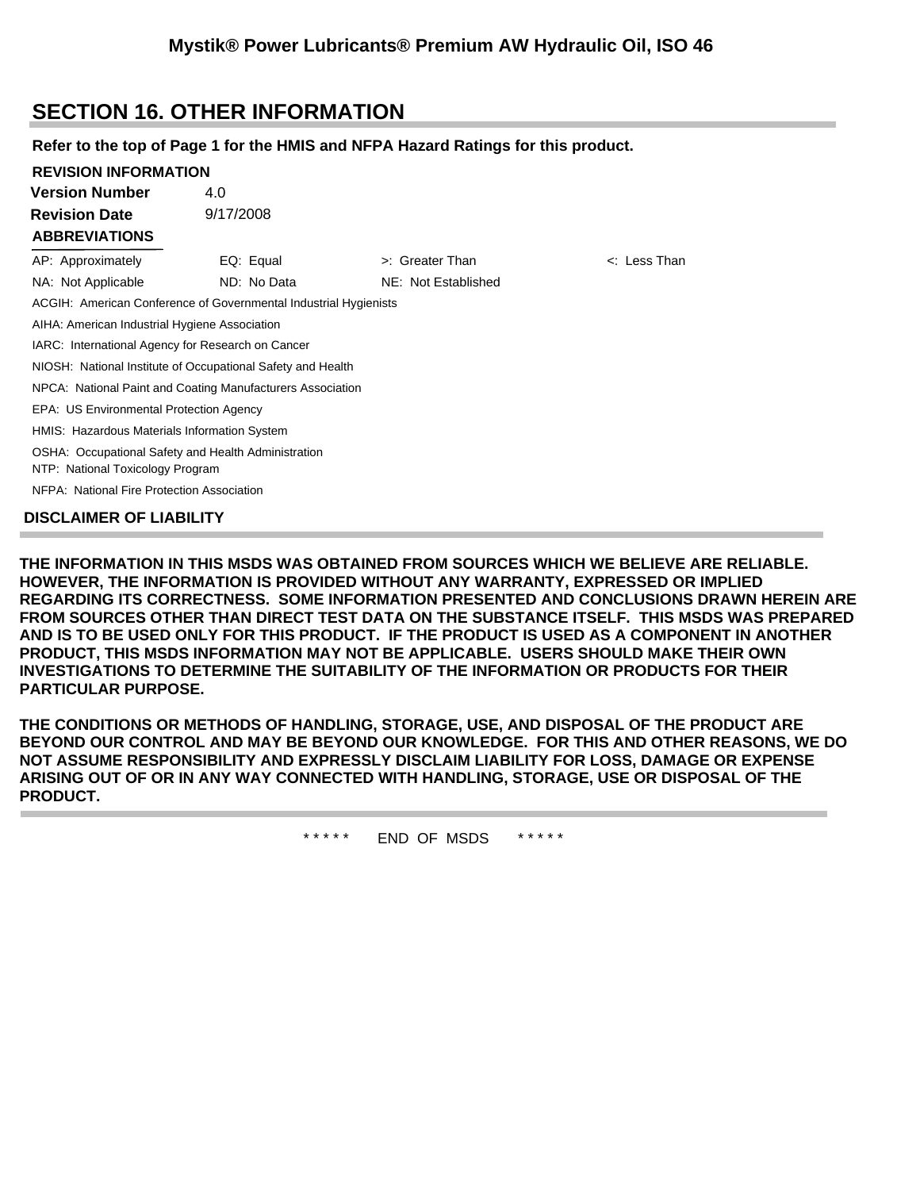## SECTION 16. OTHER INFORMATION

**Refer to the top of Page 1 for the HMIS and NFPA Hazard Ratings for this product.**

**REVISION INFORMATION**

| | |
|---|---|
| **Version Number** | 4.0 |
| **Revision Date** | 9/17/2008 |

**ABBREVIATIONS**

| | | | |
|---|---|---|---|
| AP: Approximately | EQ: Equal | >: Greater Than | <: Less Than |
| NA: Not Applicable | ND: No Data | NE: Not Established | |

ACGIH: American Conference of Governmental Industrial Hygienists

AIHA: American Industrial Hygiene Association

IARC: International Agency for Research on Cancer

NIOSH: National Institute of Occupational Safety and Health

NPCA: National Paint and Coating Manufacturers Association

EPA: US Environmental Protection Agency

HMIS: Hazardous Materials Information System

OSHA: Occupational Safety and Health Administration

NTP: National Toxicology Program

NFPA: National Fire Protection Association

**DISCLAIMER OF LIABILITY**

**THE INFORMATION IN THIS MSDS WAS OBTAINED FROM SOURCES WHICH WE BELIEVE ARE RELIABLE. HOWEVER, THE INFORMATION IS PROVIDED WITHOUT ANY WARRANTY, EXPRESSED OR IMPLIED REGARDING ITS CORRECTNESS. SOME INFORMATION PRESENTED AND CONCLUSIONS DRAWN HEREIN ARE FROM SOURCES OTHER THAN DIRECT TEST DATA ON THE SUBSTANCE ITSELF. THIS MSDS WAS PREPARED AND IS TO BE USED ONLY FOR THIS PRODUCT. IF THE PRODUCT IS USED AS A COMPONENT IN ANOTHER PRODUCT, THIS MSDS INFORMATION MAY NOT BE APPLICABLE. USERS SHOULD MAKE THEIR OWN INVESTIGATIONS TO DETERMINE THE SUITABILITY OF THE INFORMATION OR PRODUCTS FOR THEIR PARTICULAR PURPOSE.**

**THE CONDITIONS OR METHODS OF HANDLING, STORAGE, USE, AND DISPOSAL OF THE PRODUCT ARE BEYOND OUR CONTROL AND MAY BE BEYOND OUR KNOWLEDGE. FOR THIS AND OTHER REASONS, WE DO NOT ASSUME RESPONSIBILITY AND EXPRESSLY DISCLAIM LIABILITY FOR LOSS, DAMAGE OR EXPENSE ARISING OUT OF OR IN ANY WAY CONNECTED WITH HANDLING, STORAGE, USE OR DISPOSAL OF THE PRODUCT.**

***** END OF MSDS *****